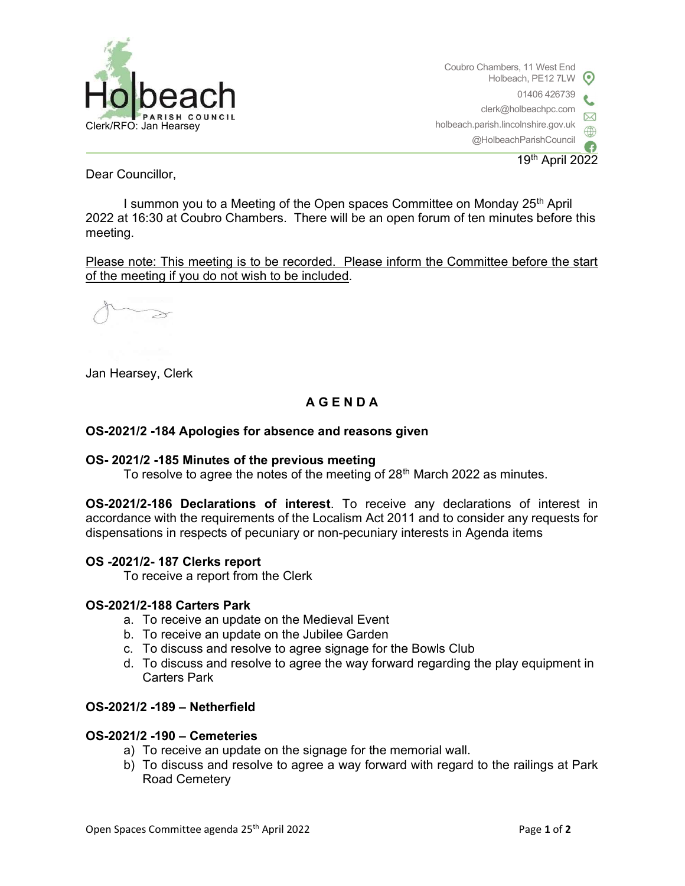Holbeach PARISH COUNCIL
Clerk/RFO: Jan Hearsey

Coubro Chambers, 11 West End
Holbeach, PE12 7LW
01406 426739
clerk@holbeachpc.com
holbeach.parish.lincolnshire.gov.uk
@HolbeachParishCouncil

19th April 2022

Dear Councillor,

I summon you to a Meeting of the Open spaces Committee on Monday 25th April 2022 at 16:30 at Coubro Chambers. There will be an open forum of ten minutes before this meeting.

Please note: This meeting is to be recorded. Please inform the Committee before the start of the meeting if you do not wish to be included.

Jan Hearsey, Clerk

## A G E N D A

**OS-2021/2 -184 Apologies for absence and reasons given**

**OS- 2021/2 -185 Minutes of the previous meeting**

To resolve to agree the notes of the meeting of 28th March 2022 as minutes.

**OS-2021/2-186 Declarations of interest**. To receive any declarations of interest in accordance with the requirements of the Localism Act 2011 and to consider any requests for dispensations in respects of pecuniary or non-pecuniary interests in Agenda items

**OS -2021/2- 187 Clerks report**

To receive a report from the Clerk

**OS-2021/2-188 Carters Park**

a. To receive an update on the Medieval Event
b. To receive an update on the Jubilee Garden
c. To discuss and resolve to agree signage for the Bowls Club
d. To discuss and resolve to agree the way forward regarding the play equipment in Carters Park

**OS-2021/2 -189 – Netherfield**

**OS-2021/2 -190 – Cemeteries**

a) To receive an update on the signage for the memorial wall.
b) To discuss and resolve to agree a way forward with regard to the railings at Park Road Cemetery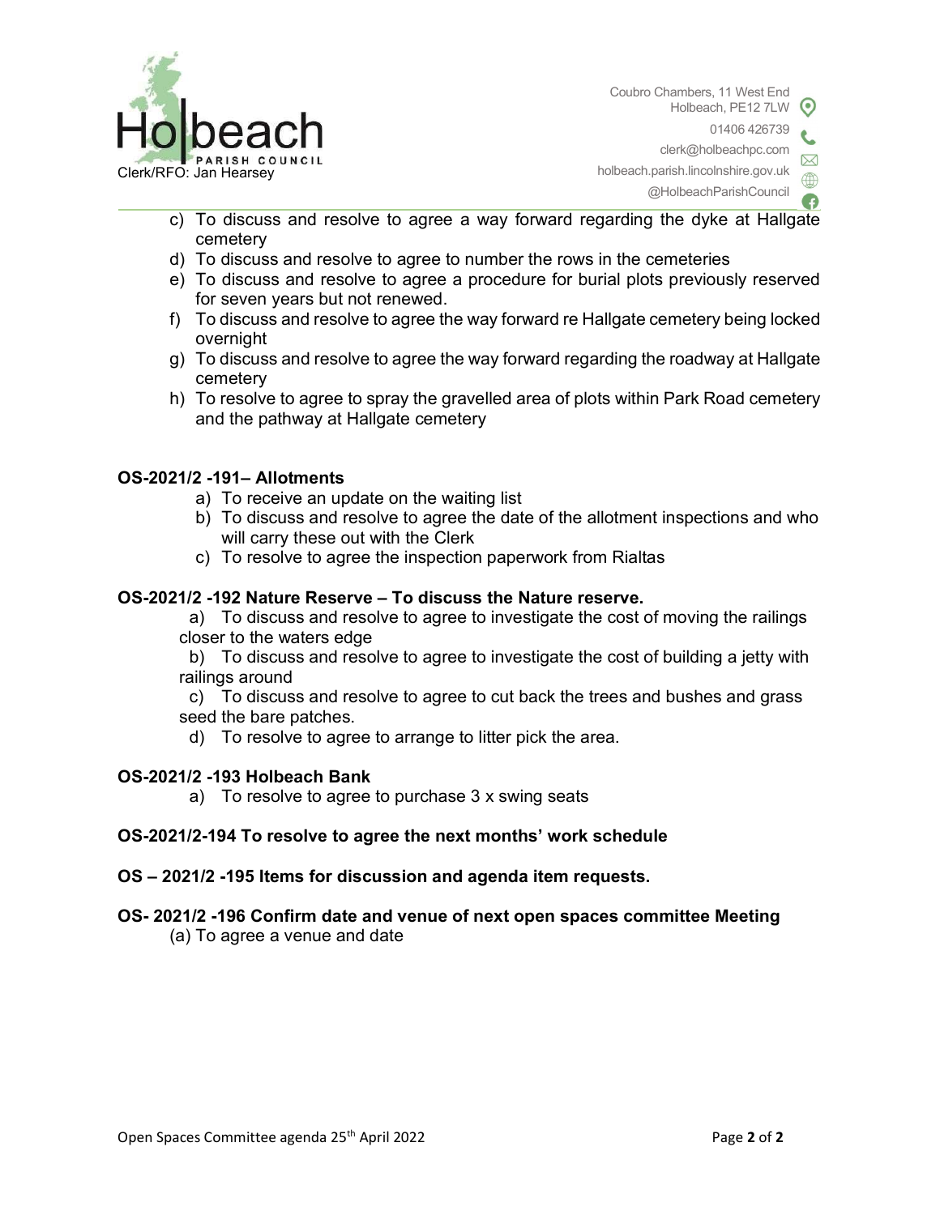c) To discuss and resolve to agree a way forward regarding the dyke at Hallgate cemetery
d) To discuss and resolve to agree to number the rows in the cemeteries
e) To discuss and resolve to agree a procedure for burial plots previously reserved for seven years but not renewed.
f) To discuss and resolve to agree the way forward re Hallgate cemetery being locked overnight
g) To discuss and resolve to agree the way forward regarding the roadway at Hallgate cemetery
h) To resolve to agree to spray the gravelled area of plots within Park Road cemetery and the pathway at Hallgate cemetery

**OS-2021/2 -191– Allotments**

a) To receive an update on the waiting list
b) To discuss and resolve to agree the date of the allotment inspections and who will carry these out with the Clerk
c) To resolve to agree the inspection paperwork from Rialtas

**OS-2021/2 -192 Nature Reserve – To discuss the Nature reserve.**

a) To discuss and resolve to agree to investigate the cost of moving the railings closer to the waters edge
b) To discuss and resolve to agree to investigate the cost of building a jetty with railings around
c) To discuss and resolve to agree to cut back the trees and bushes and grass seed the bare patches.
d) To resolve to agree to arrange to litter pick the area.

**OS-2021/2 -193 Holbeach Bank**

a) To resolve to agree to purchase 3 x swing seats

**OS-2021/2-194 To resolve to agree the next months' work schedule**

**OS – 2021/2 -195 Items for discussion and agenda item requests.**

**OS- 2021/2 -196 Confirm date and venue of next open spaces committee Meeting**

(a) To agree a venue and date